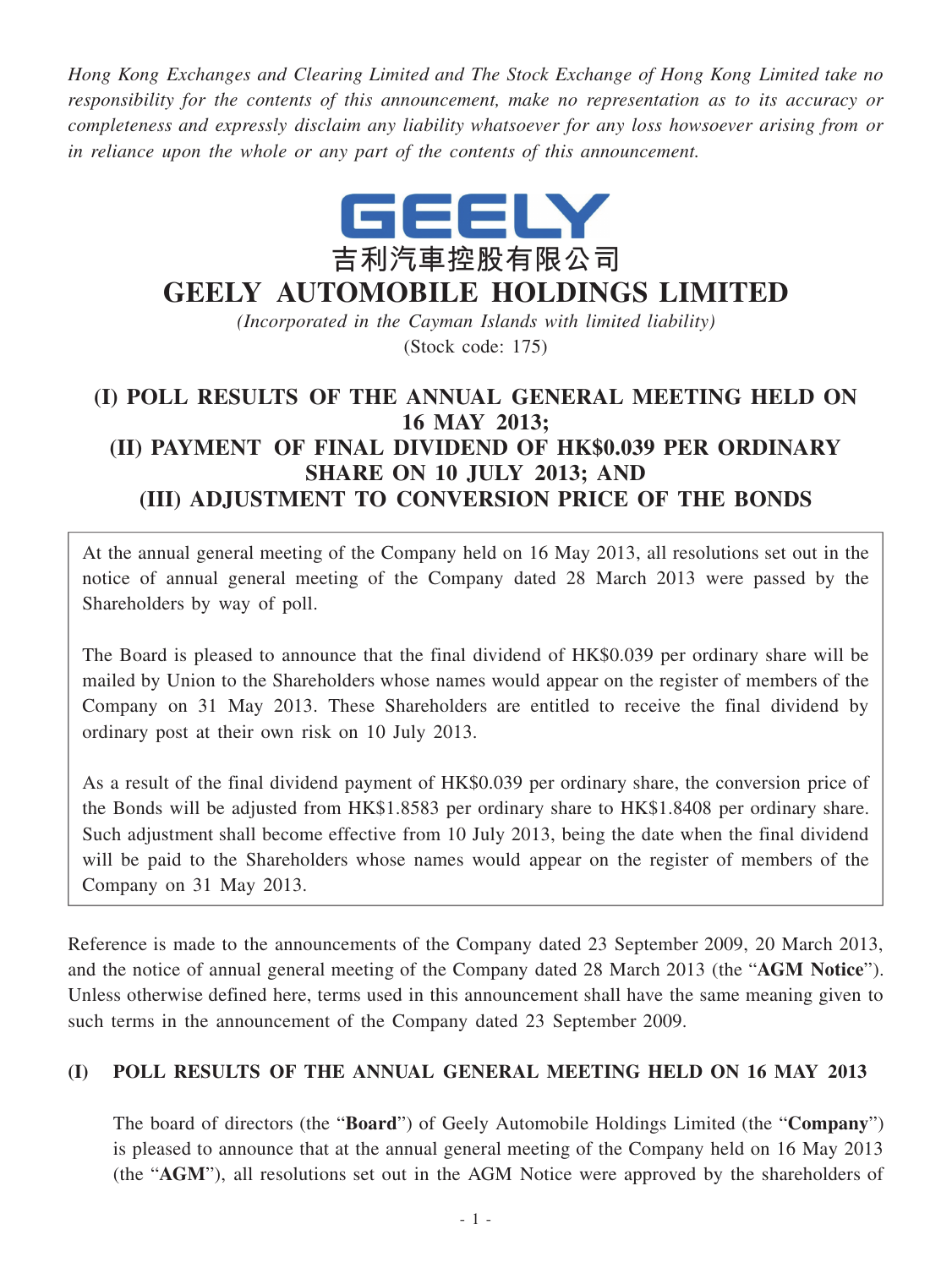*Hong Kong Exchanges and Clearing Limited and The Stock Exchange of Hong Kong Limited take no responsibility for the contents of this announcement, make no representation as to its accuracy or completeness and expressly disclaim any liability whatsoever for any loss howsoever arising from or in reliance upon the whole or any part of the contents of this announcement.*

GEELY

吉利汽車控股有限公司

# GEELY AUTOMOBILE HOLDINGS LIMITED

*(Incorporated in the Cayman Islands with limited liability)*

(Stock code: 175)

## (I) POLL RESULTS OF THE ANNUAL GENERAL MEETING HELD ON 16 MAY 2013; (II) PAYMENT OF FINAL DIVIDEND OF HK$0.039 PER ORDINARY SHARE ON 10 JULY 2013; AND (III) ADJUSTMENT TO CONVERSION PRICE OF THE BONDS

At the annual general meeting of the Company held on 16 May 2013, all resolutions set out in the notice of annual general meeting of the Company dated 28 March 2013 were passed by the Shareholders by way of poll.

The Board is pleased to announce that the final dividend of HK$0.039 per ordinary share will be mailed by Union to the Shareholders whose names would appear on the register of members of the Company on 31 May 2013. These Shareholders are entitled to receive the final dividend by ordinary post at their own risk on 10 July 2013.

As a result of the final dividend payment of HK$0.039 per ordinary share, the conversion price of the Bonds will be adjusted from HK$1.8583 per ordinary share to HK$1.8408 per ordinary share. Such adjustment shall become effective from 10 July 2013, being the date when the final dividend will be paid to the Shareholders whose names would appear on the register of members of the Company on 31 May 2013.

Reference is made to the announcements of the Company dated 23 September 2009, 20 March 2013, and the notice of annual general meeting of the Company dated 28 March 2013 (the "**AGM Notice**"). Unless otherwise defined here, terms used in this announcement shall have the same meaning given to such terms in the announcement of the Company dated 23 September 2009.

### (I) POLL RESULTS OF THE ANNUAL GENERAL MEETING HELD ON 16 MAY 2013

The board of directors (the "**Board**") of Geely Automobile Holdings Limited (the "**Company**") is pleased to announce that at the annual general meeting of the Company held on 16 May 2013 (the "**AGM**"), all resolutions set out in the AGM Notice were approved by the shareholders of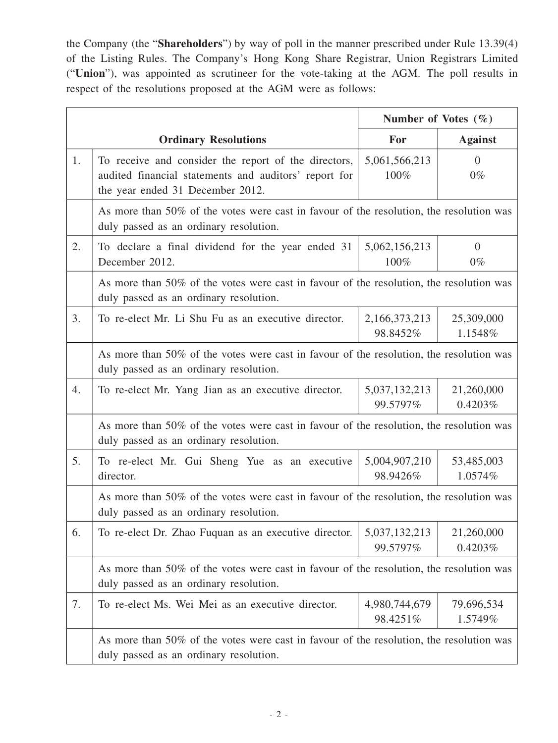the Company (the "**Shareholders**") by way of poll in the manner prescribed under Rule 13.39(4) of the Listing Rules. The Company's Hong Kong Share Registrar, Union Registrars Limited ("**Union**"), was appointed as scrutineer for the vote-taking at the AGM. The poll results in respect of the resolutions proposed at the AGM were as follows:

| | | Number of Votes (%) | |
|---|---|---|---|
| | **Ordinary Resolutions** | **For** | **Against** |
| 1. | To receive and consider the report of the directors, audited financial statements and auditors' report for the year ended 31 December 2012. | 5,061,566,213<br>100% | 0<br>0% |
| | As more than 50% of the votes were cast in favour of the resolution, the resolution was duly passed as an ordinary resolution. | | |
| 2. | To declare a final dividend for the year ended 31 December 2012. | 5,062,156,213<br>100% | 0<br>0% |
| | As more than 50% of the votes were cast in favour of the resolution, the resolution was duly passed as an ordinary resolution. | | |
| 3. | To re-elect Mr. Li Shu Fu as an executive director. | 2,166,373,213<br>98.8452% | 25,309,000<br>1.1548% |
| | As more than 50% of the votes were cast in favour of the resolution, the resolution was duly passed as an ordinary resolution. | | |
| 4. | To re-elect Mr. Yang Jian as an executive director. | 5,037,132,213<br>99.5797% | 21,260,000<br>0.4203% |
| | As more than 50% of the votes were cast in favour of the resolution, the resolution was duly passed as an ordinary resolution. | | |
| 5. | To re-elect Mr. Gui Sheng Yue as an executive director. | 5,004,907,210<br>98.9426% | 53,485,003<br>1.0574% |
| | As more than 50% of the votes were cast in favour of the resolution, the resolution was duly passed as an ordinary resolution. | | |
| 6. | To re-elect Dr. Zhao Fuquan as an executive director. | 5,037,132,213<br>99.5797% | 21,260,000<br>0.4203% |
| | As more than 50% of the votes were cast in favour of the resolution, the resolution was duly passed as an ordinary resolution. | | |
| 7. | To re-elect Ms. Wei Mei as an executive director. | 4,980,744,679<br>98.4251% | 79,696,534<br>1.5749% |
| | As more than 50% of the votes were cast in favour of the resolution, the resolution was duly passed as an ordinary resolution. | | |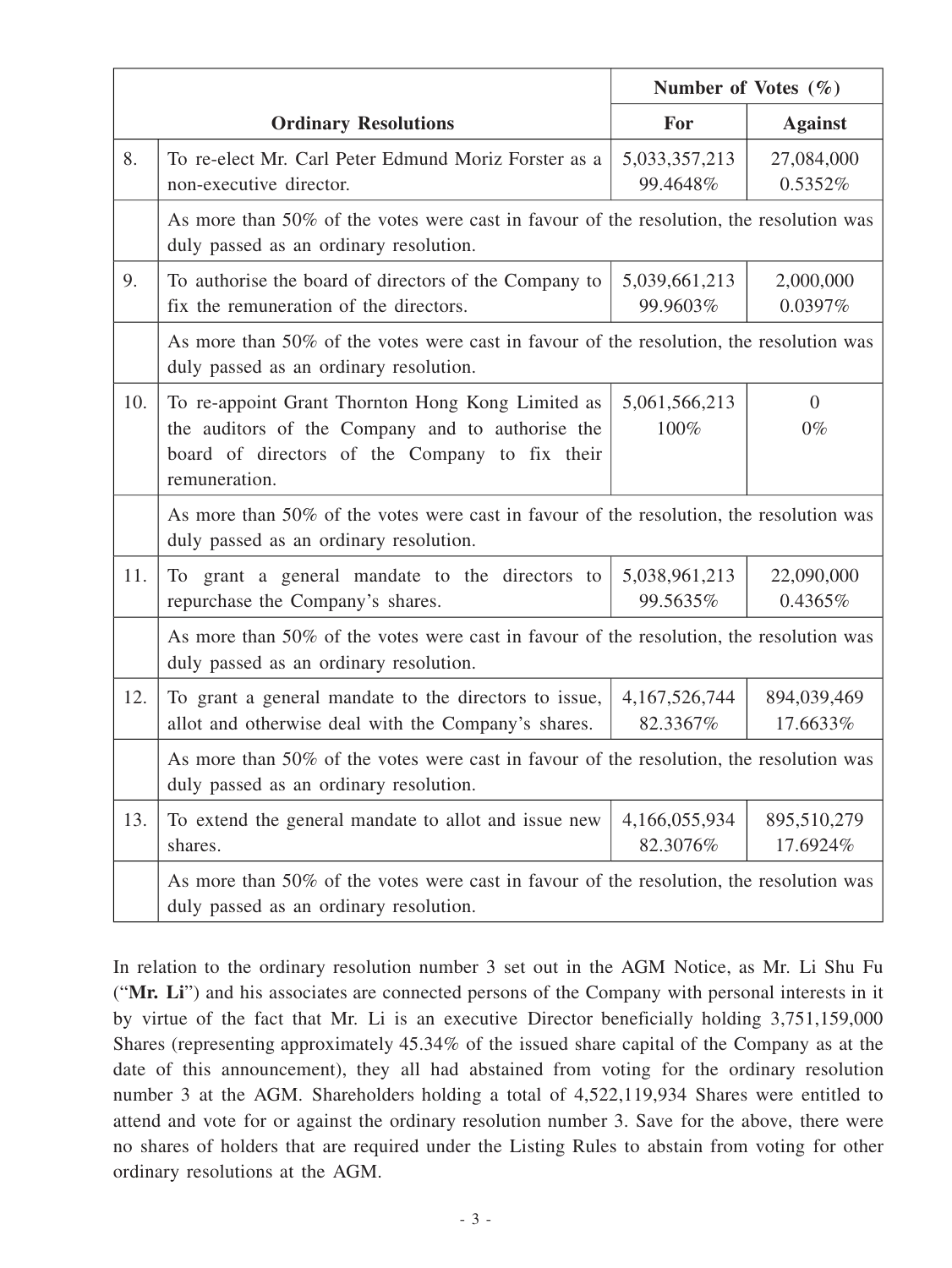| | Ordinary Resolutions | Number of Votes (%) | |
|---|---|---|---|
| | | For | Against |
| 8. | To re-elect Mr. Carl Peter Edmund Moriz Forster as a non-executive director. | 5,033,357,213 99.4648% | 27,084,000 0.5352% |
| | As more than 50% of the votes were cast in favour of the resolution, the resolution was duly passed as an ordinary resolution. | | |
| 9. | To authorise the board of directors of the Company to fix the remuneration of the directors. | 5,039,661,213 99.9603% | 2,000,000 0.0397% |
| | As more than 50% of the votes were cast in favour of the resolution, the resolution was duly passed as an ordinary resolution. | | |
| 10. | To re-appoint Grant Thornton Hong Kong Limited as the auditors of the Company and to authorise the board of directors of the Company to fix their remuneration. | 5,061,566,213 100% | 0 0% |
| | As more than 50% of the votes were cast in favour of the resolution, the resolution was duly passed as an ordinary resolution. | | |
| 11. | To grant a general mandate to the directors to repurchase the Company's shares. | 5,038,961,213 99.5635% | 22,090,000 0.4365% |
| | As more than 50% of the votes were cast in favour of the resolution, the resolution was duly passed as an ordinary resolution. | | |
| 12. | To grant a general mandate to the directors to issue, allot and otherwise deal with the Company's shares. | 4,167,526,744 82.3367% | 894,039,469 17.6633% |
| | As more than 50% of the votes were cast in favour of the resolution, the resolution was duly passed as an ordinary resolution. | | |
| 13. | To extend the general mandate to allot and issue new shares. | 4,166,055,934 82.3076% | 895,510,279 17.6924% |
| | As more than 50% of the votes were cast in favour of the resolution, the resolution was duly passed as an ordinary resolution. | | |

In relation to the ordinary resolution number 3 set out in the AGM Notice, as Mr. Li Shu Fu ("**Mr. Li**") and his associates are connected persons of the Company with personal interests in it by virtue of the fact that Mr. Li is an executive Director beneficially holding 3,751,159,000 Shares (representing approximately 45.34% of the issued share capital of the Company as at the date of this announcement), they all had abstained from voting for the ordinary resolution number 3 at the AGM. Shareholders holding a total of 4,522,119,934 Shares were entitled to attend and vote for or against the ordinary resolution number 3. Save for the above, there were no shares of holders that are required under the Listing Rules to abstain from voting for other ordinary resolutions at the AGM.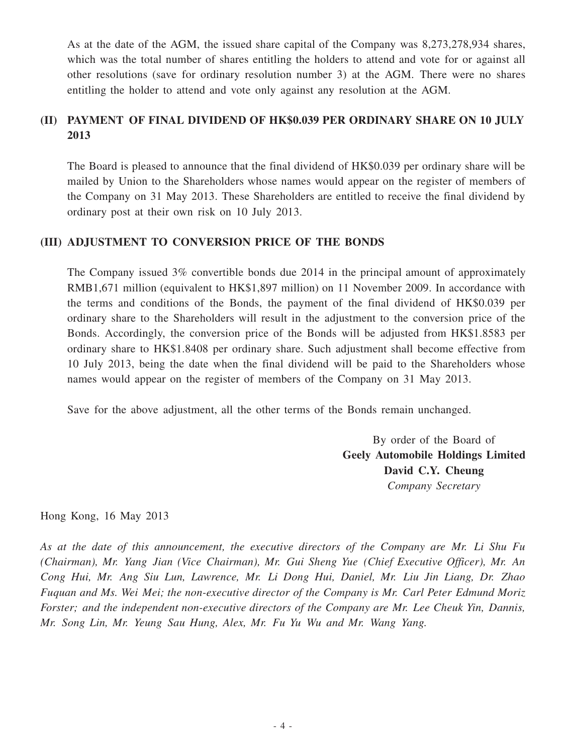As at the date of the AGM, the issued share capital of the Company was 8,273,278,934 shares, which was the total number of shares entitling the holders to attend and vote for or against all other resolutions (save for ordinary resolution number 3) at the AGM. There were no shares entitling the holder to attend and vote only against any resolution at the AGM.

## (II) PAYMENT OF FINAL DIVIDEND OF HK$0.039 PER ORDINARY SHARE ON 10 JULY 2013

The Board is pleased to announce that the final dividend of HK$0.039 per ordinary share will be mailed by Union to the Shareholders whose names would appear on the register of members of the Company on 31 May 2013. These Shareholders are entitled to receive the final dividend by ordinary post at their own risk on 10 July 2013.

## (III) ADJUSTMENT TO CONVERSION PRICE OF THE BONDS

The Company issued 3% convertible bonds due 2014 in the principal amount of approximately RMB1,671 million (equivalent to HK$1,897 million) on 11 November 2009. In accordance with the terms and conditions of the Bonds, the payment of the final dividend of HK$0.039 per ordinary share to the Shareholders will result in the adjustment to the conversion price of the Bonds. Accordingly, the conversion price of the Bonds will be adjusted from HK$1.8583 per ordinary share to HK$1.8408 per ordinary share. Such adjustment shall become effective from 10 July 2013, being the date when the final dividend will be paid to the Shareholders whose names would appear on the register of members of the Company on 31 May 2013.

Save for the above adjustment, all the other terms of the Bonds remain unchanged.

By order of the Board of
**Geely Automobile Holdings Limited**
**David C.Y. Cheung**
*Company Secretary*

Hong Kong, 16 May 2013

*As at the date of this announcement, the executive directors of the Company are Mr. Li Shu Fu (Chairman), Mr. Yang Jian (Vice Chairman), Mr. Gui Sheng Yue (Chief Executive Officer), Mr. An Cong Hui, Mr. Ang Siu Lun, Lawrence, Mr. Li Dong Hui, Daniel, Mr. Liu Jin Liang, Dr. Zhao Fuquan and Ms. Wei Mei; the non-executive director of the Company is Mr. Carl Peter Edmund Moriz Forster; and the independent non-executive directors of the Company are Mr. Lee Cheuk Yin, Dannis, Mr. Song Lin, Mr. Yeung Sau Hung, Alex, Mr. Fu Yu Wu and Mr. Wang Yang.*